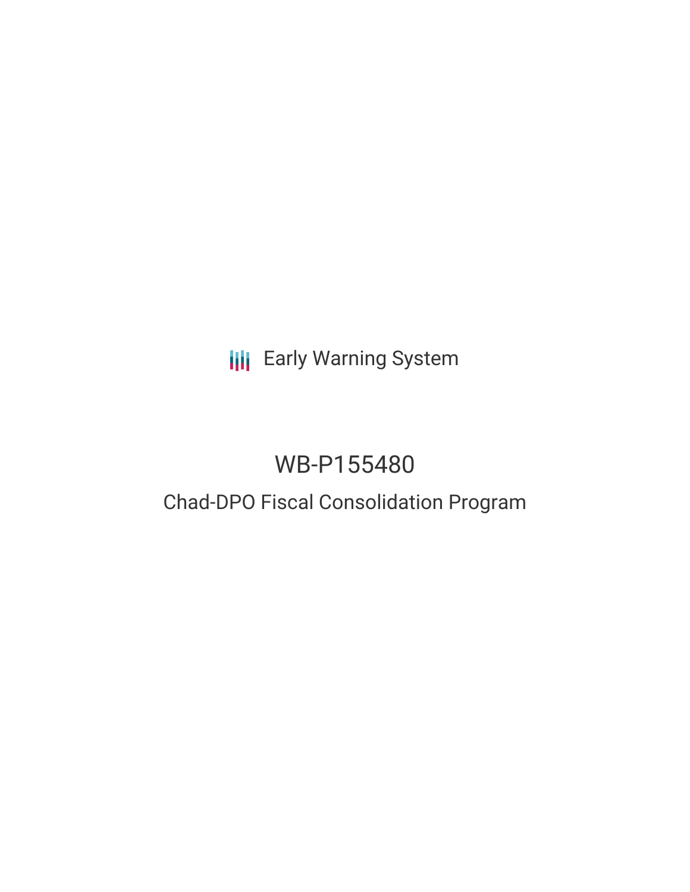Early Warning System

# WB-P155480

## Chad-DPO Fiscal Consolidation Program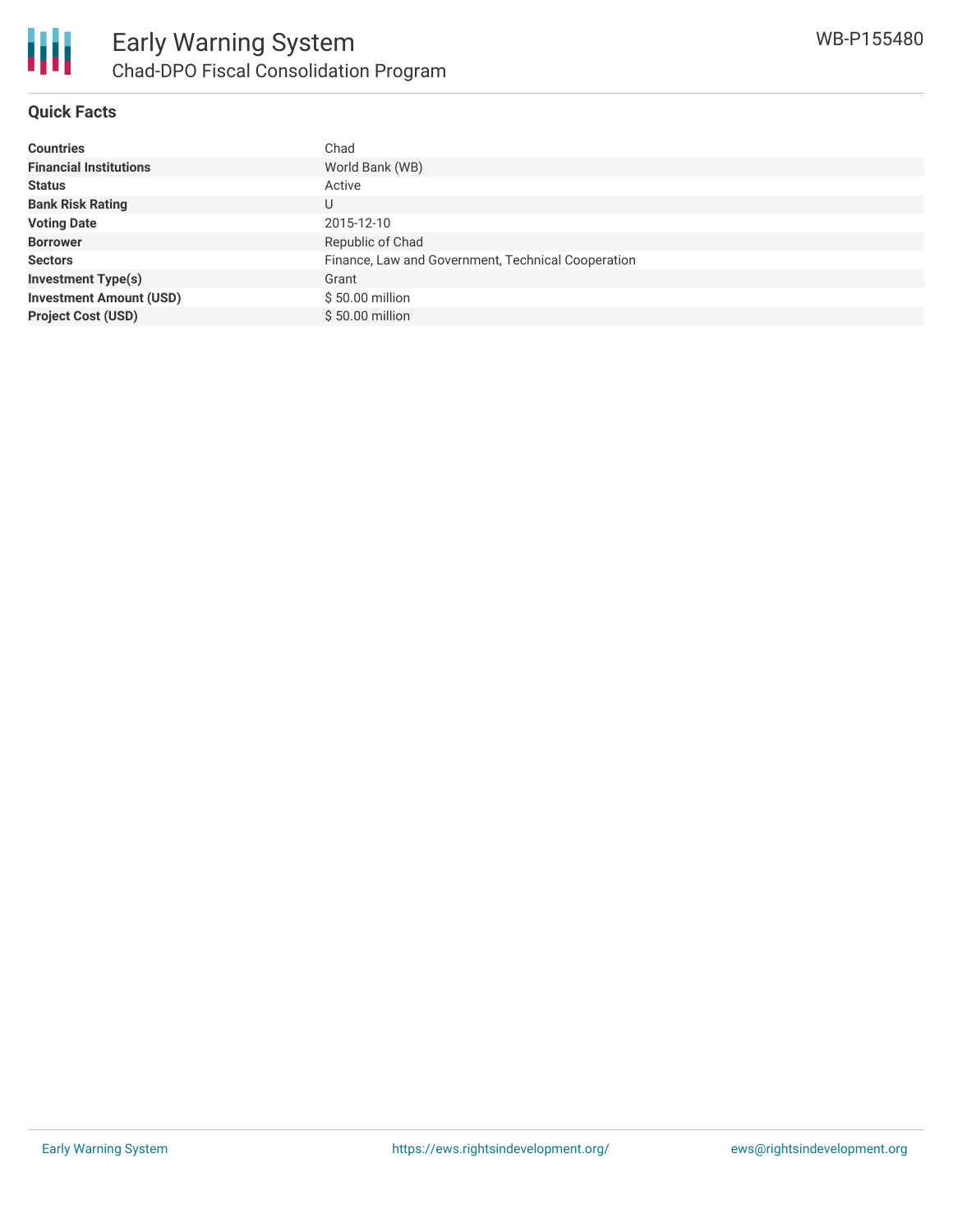## Quick Facts

| | |
|---|---|
| **Countries** | Chad |
| **Financial Institutions** | World Bank (WB) |
| **Status** | Active |
| **Bank Risk Rating** | U |
| **Voting Date** | 2015-12-10 |
| **Borrower** | Republic of Chad |
| **Sectors** | Finance, Law and Government, Technical Cooperation |
| **Investment Type(s)** | Grant |
| **Investment Amount (USD)** | $ 50.00 million |
| **Project Cost (USD)** | $ 50.00 million |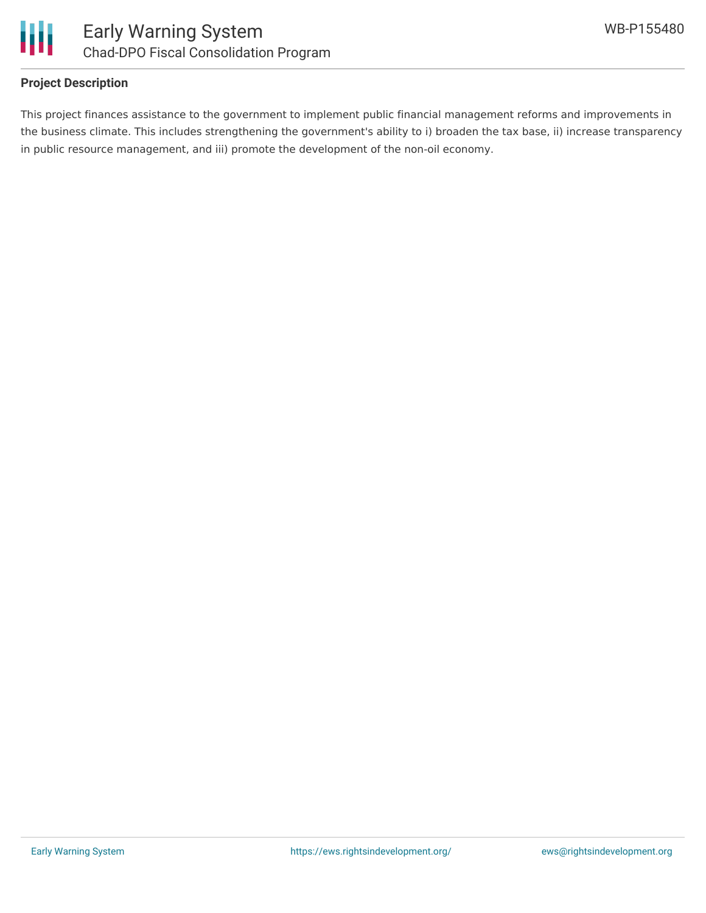## Project Description

This project finances assistance to the government to implement public financial management reforms and improvements in the business climate. This includes strengthening the government's ability to i) broaden the tax base, ii) increase transparency in public resource management, and iii) promote the development of the non-oil economy.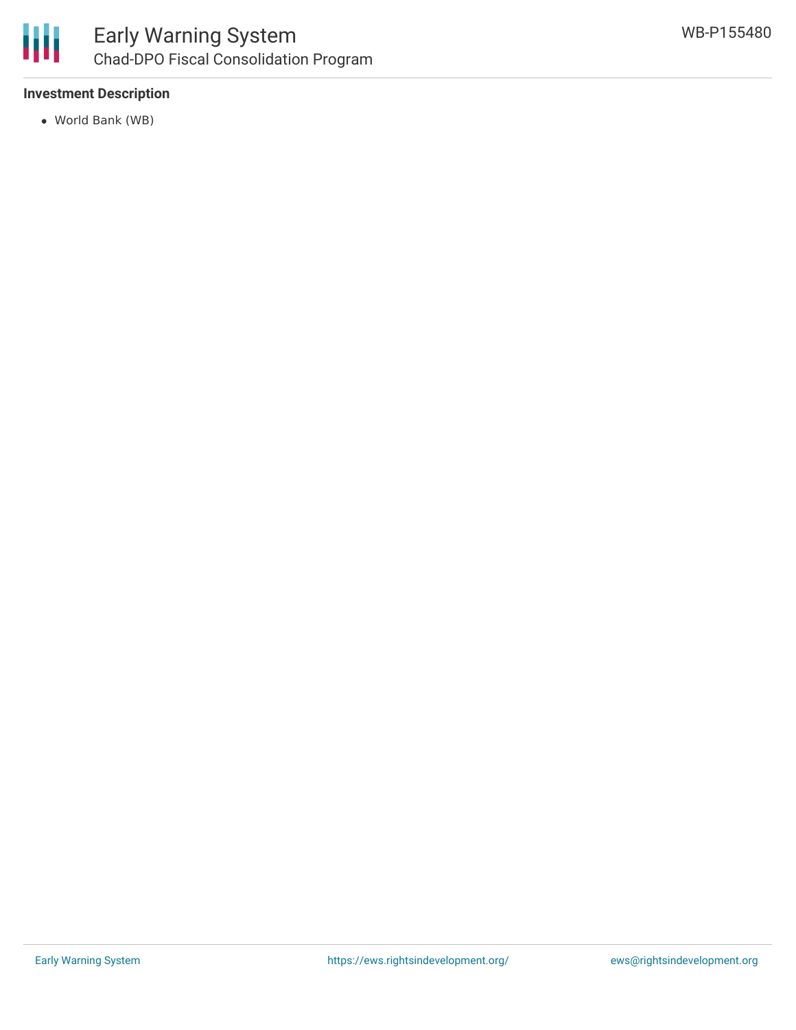### Investment Description

- World Bank (WB)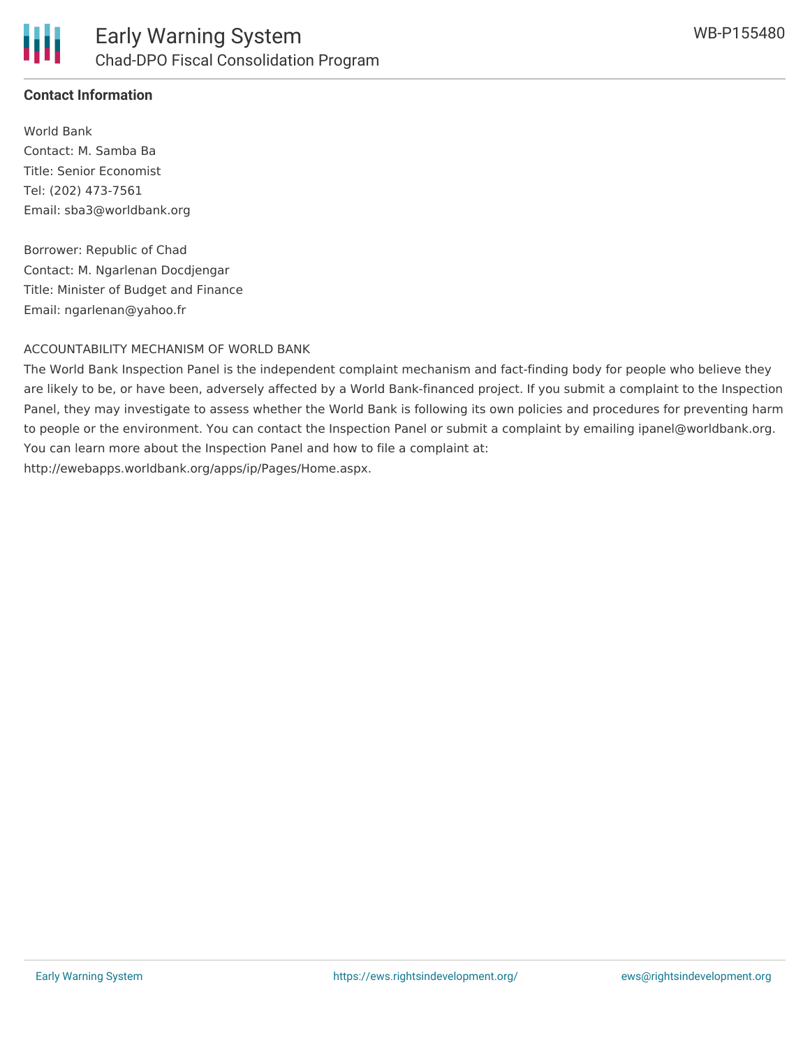## Contact Information

World Bank
Contact: M. Samba Ba
Title: Senior Economist
Tel: (202) 473-7561
Email: sba3@worldbank.org

Borrower: Republic of Chad
Contact: M. Ngarlenan Docdjengar
Title: Minister of Budget and Finance
Email: ngarlenan@yahoo.fr

ACCOUNTABILITY MECHANISM OF WORLD BANK

The World Bank Inspection Panel is the independent complaint mechanism and fact-finding body for people who believe they are likely to be, or have been, adversely affected by a World Bank-financed project. If you submit a complaint to the Inspection Panel, they may investigate to assess whether the World Bank is following its own policies and procedures for preventing harm to people or the environment. You can contact the Inspection Panel or submit a complaint by emailing ipanel@worldbank.org. You can learn more about the Inspection Panel and how to file a complaint at: http://ewebapps.worldbank.org/apps/ip/Pages/Home.aspx.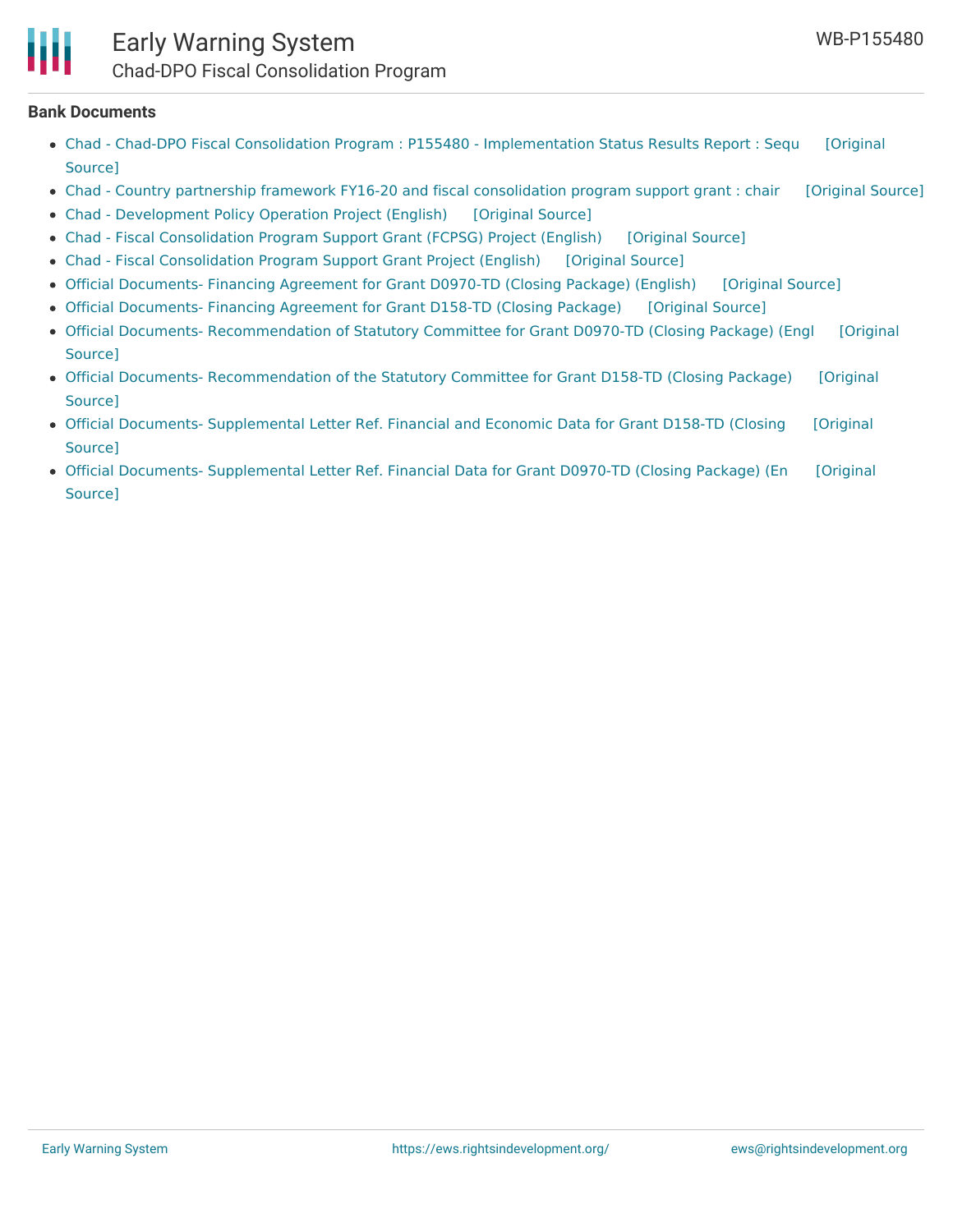**Bank Documents**

- Chad - Chad-DPO Fiscal Consolidation Program : P155480 - Implementation Status Results Report : Sequ [Original Source]
- Chad - Country partnership framework FY16-20 and fiscal consolidation program support grant : chair [Original Source]
- Chad - Development Policy Operation Project (English) [Original Source]
- Chad - Fiscal Consolidation Program Support Grant (FCPSG) Project (English) [Original Source]
- Chad - Fiscal Consolidation Program Support Grant Project (English) [Original Source]
- Official Documents- Financing Agreement for Grant D0970-TD (Closing Package) (English) [Original Source]
- Official Documents- Financing Agreement for Grant D158-TD (Closing Package) [Original Source]
- Official Documents- Recommendation of Statutory Committee for Grant D0970-TD (Closing Package) (Engl [Original Source]
- Official Documents- Recommendation of the Statutory Committee for Grant D158-TD (Closing Package) [Original Source]
- Official Documents- Supplemental Letter Ref. Financial and Economic Data for Grant D158-TD (Closing [Original Source]
- Official Documents- Supplemental Letter Ref. Financial Data for Grant D0970-TD (Closing Package) (En [Original Source]